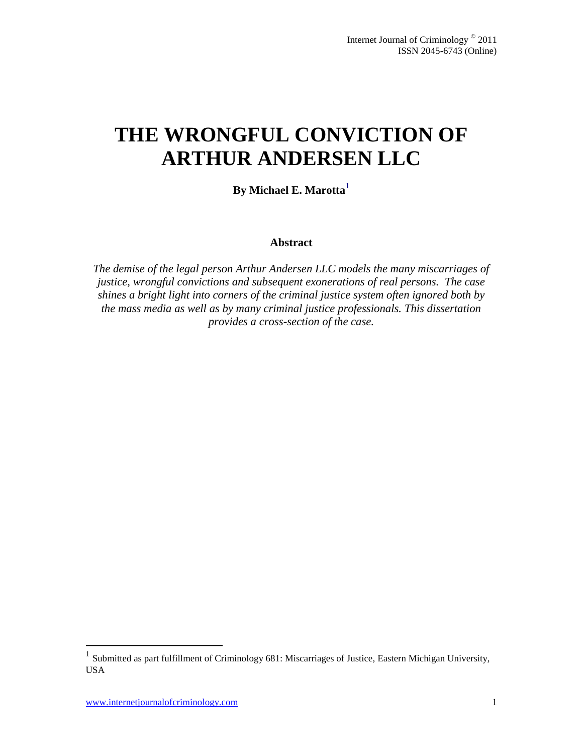# THE WRONGFUL CONVICTION OF ARTHUR ANDERSEN LLC

**By Michael E. Marotta[1]**

### Abstract

*The demise of the legal person Arthur Andersen LLC models the many miscarriages of justice, wrongful convictions and subsequent exonerations of real persons. The case shines a bright light into corners of the criminal justice system often ignored both by the mass media as well as by many criminal justice professionals. This dissertation provides a cross-section of the case.*

[1] Submitted as part fulfillment of Criminology 681: Miscarriages of Justice, Eastern Michigan University, USA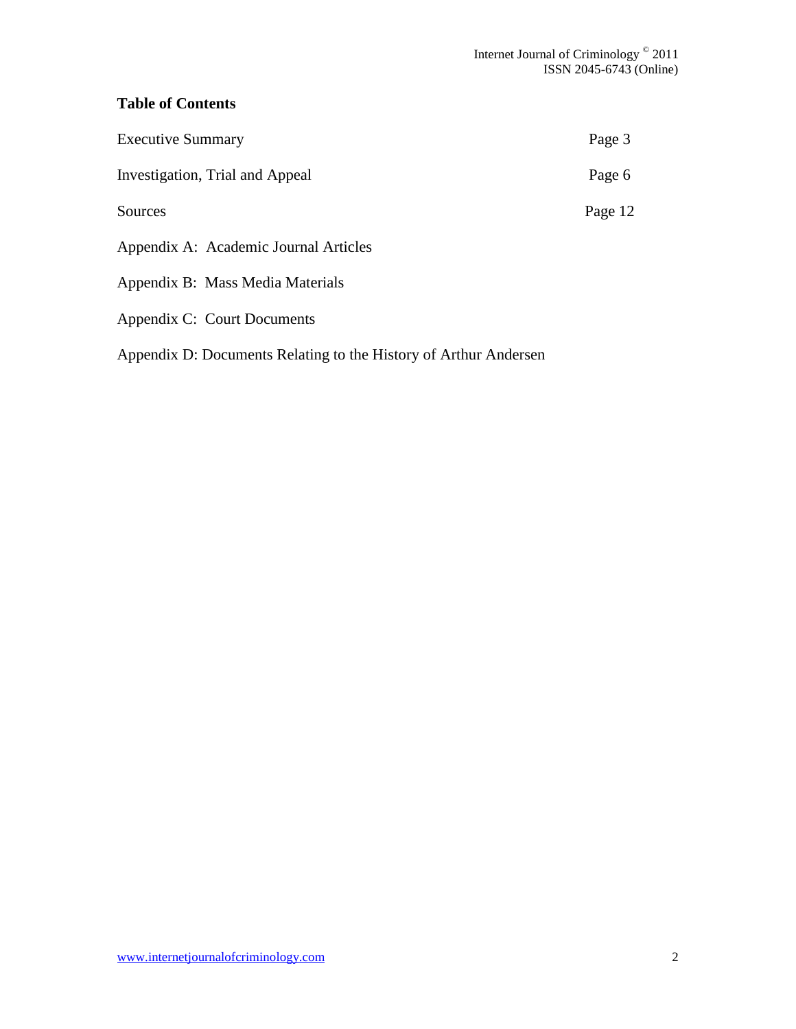**Table of Contents**

| | |
|---|---|
| Executive Summary | Page 3 |
| Investigation, Trial and Appeal | Page 6 |
| Sources | Page 12 |
| Appendix A: Academic Journal Articles | |
| Appendix B: Mass Media Materials | |
| Appendix C: Court Documents | |
| Appendix D: Documents Relating to the History of Arthur Andersen | |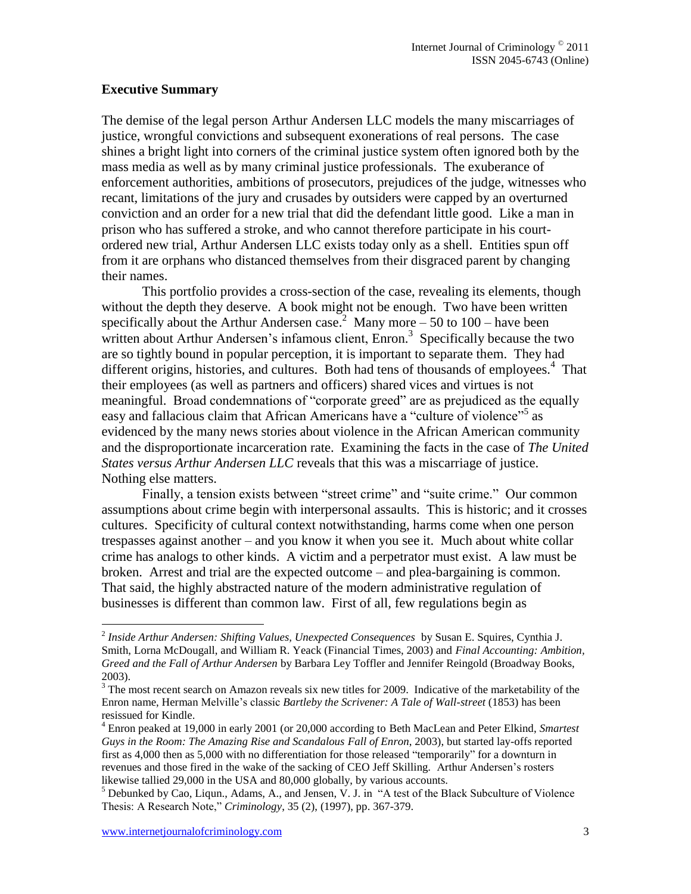## Executive Summary

The demise of the legal person Arthur Andersen LLC models the many miscarriages of justice, wrongful convictions and subsequent exonerations of real persons. The case shines a bright light into corners of the criminal justice system often ignored both by the mass media as well as by many criminal justice professionals. The exuberance of enforcement authorities, ambitions of prosecutors, prejudices of the judge, witnesses who recant, limitations of the jury and crusades by outsiders were capped by an overturned conviction and an order for a new trial that did the defendant little good. Like a man in prison who has suffered a stroke, and who cannot therefore participate in his court-ordered new trial, Arthur Andersen LLC exists today only as a shell. Entities spun off from it are orphans who distanced themselves from their disgraced parent by changing their names.

This portfolio provides a cross-section of the case, revealing its elements, though without the depth they deserve. A book might not be enough. Two have been written specifically about the Arthur Andersen case.[2] Many more – 50 to 100 – have been written about Arthur Andersen's infamous client, Enron.[3] Specifically because the two are so tightly bound in popular perception, it is important to separate them. They had different origins, histories, and cultures. Both had tens of thousands of employees.[4] That their employees (as well as partners and officers) shared vices and virtues is not meaningful. Broad condemnations of "corporate greed" are as prejudiced as the equally easy and fallacious claim that African Americans have a "culture of violence"[5] as evidenced by the many news stories about violence in the African American community and the disproportionate incarceration rate. Examining the facts in the case of *The United States versus Arthur Andersen LLC* reveals that this was a miscarriage of justice. Nothing else matters.

Finally, a tension exists between "street crime" and "suite crime." Our common assumptions about crime begin with interpersonal assaults. This is historic; and it crosses cultures. Specificity of cultural context notwithstanding, harms come when one person trespasses against another – and you know it when you see it. Much about white collar crime has analogs to other kinds. A victim and a perpetrator must exist. A law must be broken. Arrest and trial are the expected outcome – and plea-bargaining is common. That said, the highly abstracted nature of the modern administrative regulation of businesses is different than common law. First of all, few regulations begin as

---

[2] *Inside Arthur Andersen: Shifting Values, Unexpected Consequences* by Susan E. Squires, Cynthia J. Smith, Lorna McDougall, and William R. Yeack (Financial Times, 2003) and *Final Accounting: Ambition, Greed and the Fall of Arthur Andersen* by Barbara Ley Toffler and Jennifer Reingold (Broadway Books, 2003).

[3] The most recent search on Amazon reveals six new titles for 2009. Indicative of the marketability of the Enron name, Herman Melville's classic *Bartleby the Scrivener: A Tale of Wall-street* (1853) has been resissued for Kindle.

[4] Enron peaked at 19,000 in early 2001 (or 20,000 according to Beth MacLean and Peter Elkind, *Smartest Guys in the Room: The Amazing Rise and Scandalous Fall of Enron*, 2003), but started lay-offs reported first as 4,000 then as 5,000 with no differentiation for those released "temporarily" for a downturn in revenues and those fired in the wake of the sacking of CEO Jeff Skilling. Arthur Andersen's rosters likewise tallied 29,000 in the USA and 80,000 globally, by various accounts.

[5] Debunked by Cao, Liqun., Adams, A., and Jensen, V. J. in "A test of the Black Subculture of Violence Thesis: A Research Note," *Criminology*, 35 (2), (1997), pp. 367-379.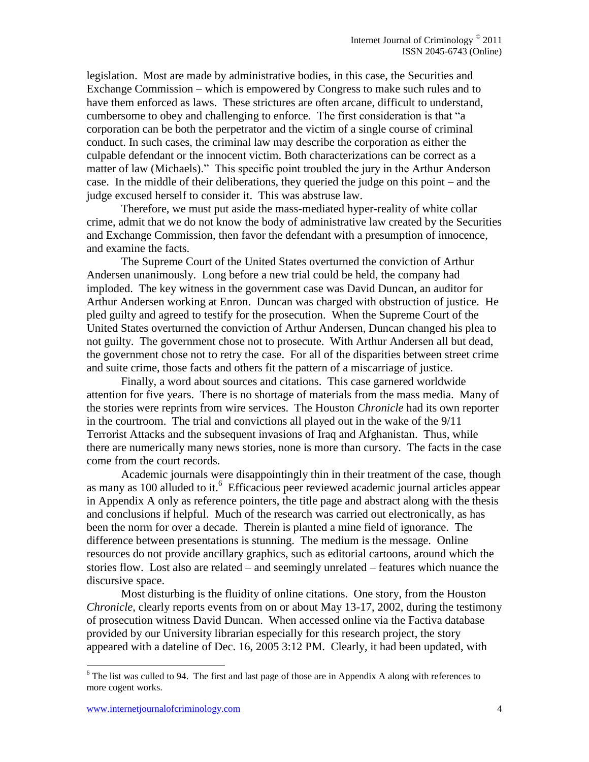legislation. Most are made by administrative bodies, in this case, the Securities and Exchange Commission – which is empowered by Congress to make such rules and to have them enforced as laws. These strictures are often arcane, difficult to understand, cumbersome to obey and challenging to enforce. The first consideration is that "a corporation can be both the perpetrator and the victim of a single course of criminal conduct. In such cases, the criminal law may describe the corporation as either the culpable defendant or the innocent victim. Both characterizations can be correct as a matter of law (Michaels)." This specific point troubled the jury in the Arthur Anderson case. In the middle of their deliberations, they queried the judge on this point – and the judge excused herself to consider it. This was abstruse law.

Therefore, we must put aside the mass-mediated hyper-reality of white collar crime, admit that we do not know the body of administrative law created by the Securities and Exchange Commission, then favor the defendant with a presumption of innocence, and examine the facts.

The Supreme Court of the United States overturned the conviction of Arthur Andersen unanimously. Long before a new trial could be held, the company had imploded. The key witness in the government case was David Duncan, an auditor for Arthur Andersen working at Enron. Duncan was charged with obstruction of justice. He pled guilty and agreed to testify for the prosecution. When the Supreme Court of the United States overturned the conviction of Arthur Andersen, Duncan changed his plea to not guilty. The government chose not to prosecute. With Arthur Andersen all but dead, the government chose not to retry the case. For all of the disparities between street crime and suite crime, those facts and others fit the pattern of a miscarriage of justice.

Finally, a word about sources and citations. This case garnered worldwide attention for five years. There is no shortage of materials from the mass media. Many of the stories were reprints from wire services. The Houston *Chronicle* had its own reporter in the courtroom. The trial and convictions all played out in the wake of the 9/11 Terrorist Attacks and the subsequent invasions of Iraq and Afghanistan. Thus, while there are numerically many news stories, none is more than cursory. The facts in the case come from the court records.

Academic journals were disappointingly thin in their treatment of the case, though as many as 100 alluded to it.[6] Efficacious peer reviewed academic journal articles appear in Appendix A only as reference pointers, the title page and abstract along with the thesis and conclusions if helpful. Much of the research was carried out electronically, as has been the norm for over a decade. Therein is planted a mine field of ignorance. The difference between presentations is stunning. The medium is the message. Online resources do not provide ancillary graphics, such as editorial cartoons, around which the stories flow. Lost also are related – and seemingly unrelated – features which nuance the discursive space.

Most disturbing is the fluidity of online citations. One story, from the Houston *Chronicle*, clearly reports events from on or about May 13-17, 2002, during the testimony of prosecution witness David Duncan. When accessed online via the Factiva database provided by our University librarian especially for this research project, the story appeared with a dateline of Dec. 16, 2005 3:12 PM. Clearly, it had been updated, with

---

[6] The list was culled to 94. The first and last page of those are in Appendix A along with references to more cogent works.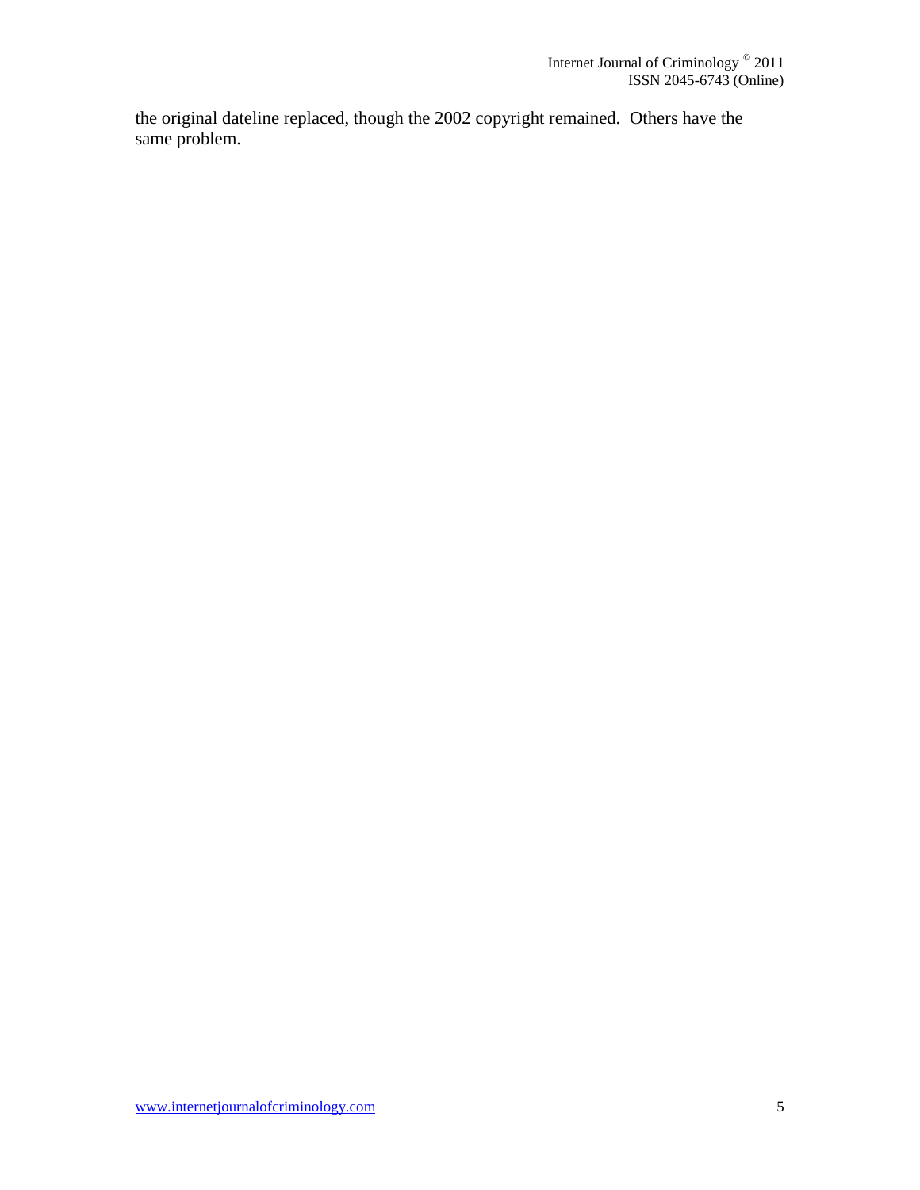the original dateline replaced, though the 2002 copyright remained. Others have the same problem.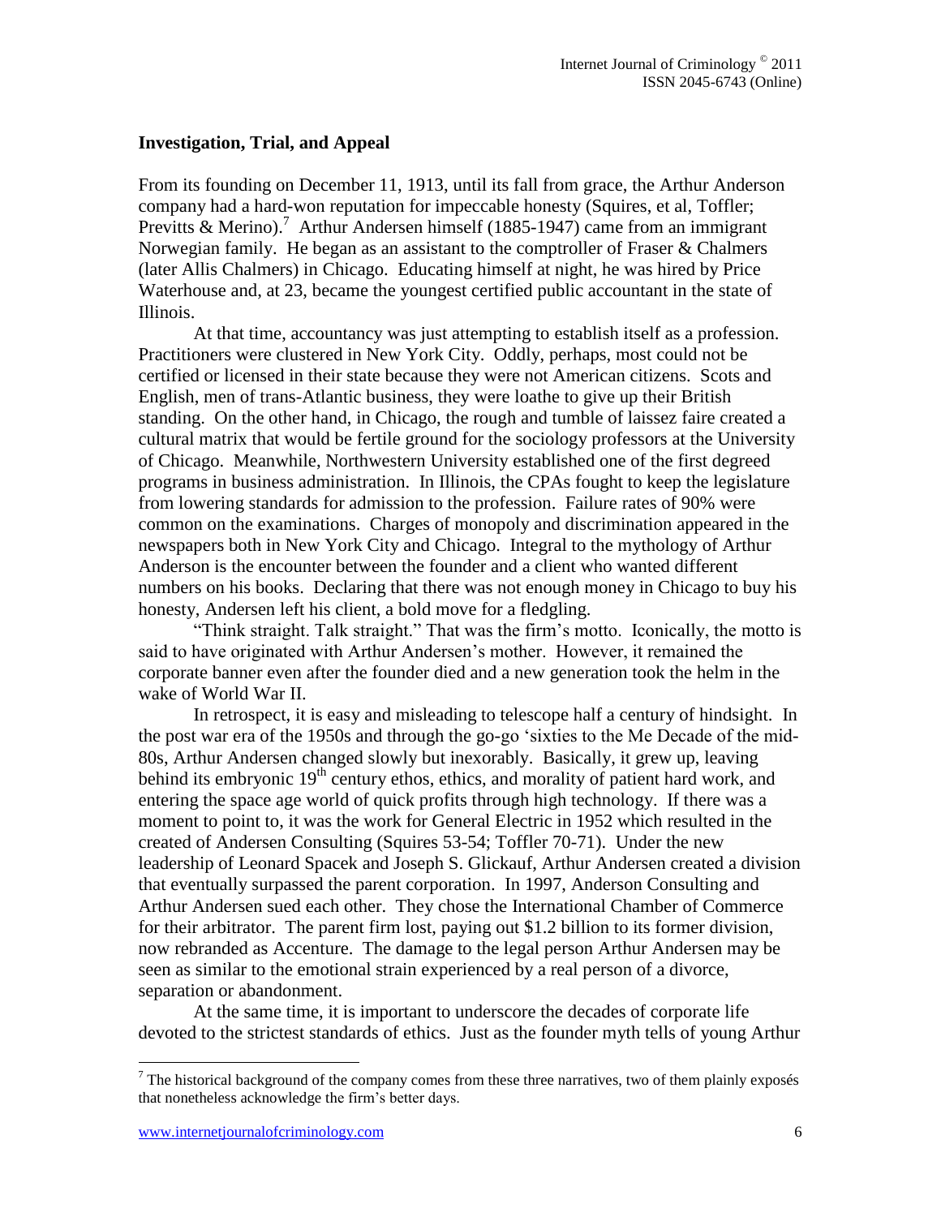## Investigation, Trial, and Appeal

From its founding on December 11, 1913, until its fall from grace, the Arthur Anderson company had a hard-won reputation for impeccable honesty (Squires, et al, Toffler; Previtts & Merino).[7] Arthur Andersen himself (1885-1947) came from an immigrant Norwegian family. He began as an assistant to the comptroller of Fraser & Chalmers (later Allis Chalmers) in Chicago. Educating himself at night, he was hired by Price Waterhouse and, at 23, became the youngest certified public accountant in the state of Illinois.

At that time, accountancy was just attempting to establish itself as a profession. Practitioners were clustered in New York City. Oddly, perhaps, most could not be certified or licensed in their state because they were not American citizens. Scots and English, men of trans-Atlantic business, they were loathe to give up their British standing. On the other hand, in Chicago, the rough and tumble of laissez faire created a cultural matrix that would be fertile ground for the sociology professors at the University of Chicago. Meanwhile, Northwestern University established one of the first degreed programs in business administration. In Illinois, the CPAs fought to keep the legislature from lowering standards for admission to the profession. Failure rates of 90% were common on the examinations. Charges of monopoly and discrimination appeared in the newspapers both in New York City and Chicago. Integral to the mythology of Arthur Anderson is the encounter between the founder and a client who wanted different numbers on his books. Declaring that there was not enough money in Chicago to buy his honesty, Andersen left his client, a bold move for a fledgling.

"Think straight. Talk straight." That was the firm's motto. Iconically, the motto is said to have originated with Arthur Andersen's mother. However, it remained the corporate banner even after the founder died and a new generation took the helm in the wake of World War II.

In retrospect, it is easy and misleading to telescope half a century of hindsight. In the post war era of the 1950s and through the go-go 'sixties to the Me Decade of the mid-80s, Arthur Andersen changed slowly but inexorably. Basically, it grew up, leaving behind its embryonic 19th century ethos, ethics, and morality of patient hard work, and entering the space age world of quick profits through high technology. If there was a moment to point to, it was the work for General Electric in 1952 which resulted in the created of Andersen Consulting (Squires 53-54; Toffler 70-71). Under the new leadership of Leonard Spacek and Joseph S. Glickauf, Arthur Andersen created a division that eventually surpassed the parent corporation. In 1997, Anderson Consulting and Arthur Andersen sued each other. They chose the International Chamber of Commerce for their arbitrator. The parent firm lost, paying out $1.2 billion to its former division, now rebranded as Accenture. The damage to the legal person Arthur Andersen may be seen as similar to the emotional strain experienced by a real person of a divorce, separation or abandonment.

At the same time, it is important to underscore the decades of corporate life devoted to the strictest standards of ethics. Just as the founder myth tells of young Arthur

[7] The historical background of the company comes from these three narratives, two of them plainly exposés that nonetheless acknowledge the firm's better days.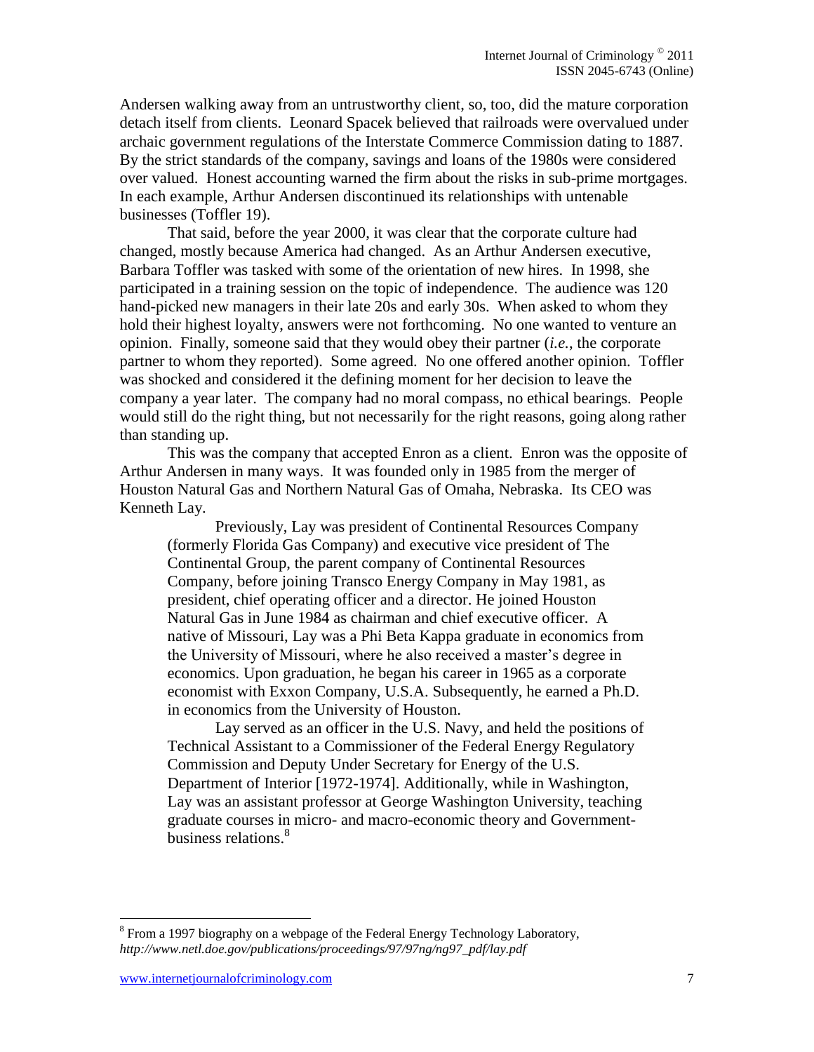Andersen walking away from an untrustworthy client, so, too, did the mature corporation detach itself from clients. Leonard Spacek believed that railroads were overvalued under archaic government regulations of the Interstate Commerce Commission dating to 1887. By the strict standards of the company, savings and loans of the 1980s were considered over valued. Honest accounting warned the firm about the risks in sub-prime mortgages. In each example, Arthur Andersen discontinued its relationships with untenable businesses (Toffler 19).

That said, before the year 2000, it was clear that the corporate culture had changed, mostly because America had changed. As an Arthur Andersen executive, Barbara Toffler was tasked with some of the orientation of new hires. In 1998, she participated in a training session on the topic of independence. The audience was 120 hand-picked new managers in their late 20s and early 30s. When asked to whom they hold their highest loyalty, answers were not forthcoming. No one wanted to venture an opinion. Finally, someone said that they would obey their partner (*i.e.*, the corporate partner to whom they reported). Some agreed. No one offered another opinion. Toffler was shocked and considered it the defining moment for her decision to leave the company a year later. The company had no moral compass, no ethical bearings. People would still do the right thing, but not necessarily for the right reasons, going along rather than standing up.

This was the company that accepted Enron as a client. Enron was the opposite of Arthur Andersen in many ways. It was founded only in 1985 from the merger of Houston Natural Gas and Northern Natural Gas of Omaha, Nebraska. Its CEO was Kenneth Lay.

> Previously, Lay was president of Continental Resources Company (formerly Florida Gas Company) and executive vice president of The Continental Group, the parent company of Continental Resources Company, before joining Transco Energy Company in May 1981, as president, chief operating officer and a director. He joined Houston Natural Gas in June 1984 as chairman and chief executive officer. A native of Missouri, Lay was a Phi Beta Kappa graduate in economics from the University of Missouri, where he also received a master's degree in economics. Upon graduation, he began his career in 1965 as a corporate economist with Exxon Company, U.S.A. Subsequently, he earned a Ph.D. in economics from the University of Houston.
>
> Lay served as an officer in the U.S. Navy, and held the positions of Technical Assistant to a Commissioner of the Federal Energy Regulatory Commission and Deputy Under Secretary for Energy of the U.S. Department of Interior [1972-1974]. Additionally, while in Washington, Lay was an assistant professor at George Washington University, teaching graduate courses in micro- and macro-economic theory and Government-business relations.[8]

---

[8] From a 1997 biography on a webpage of the Federal Energy Technology Laboratory, *http://www.netl.doe.gov/publications/proceedings/97/97ng/ng97_pdf/lay.pdf*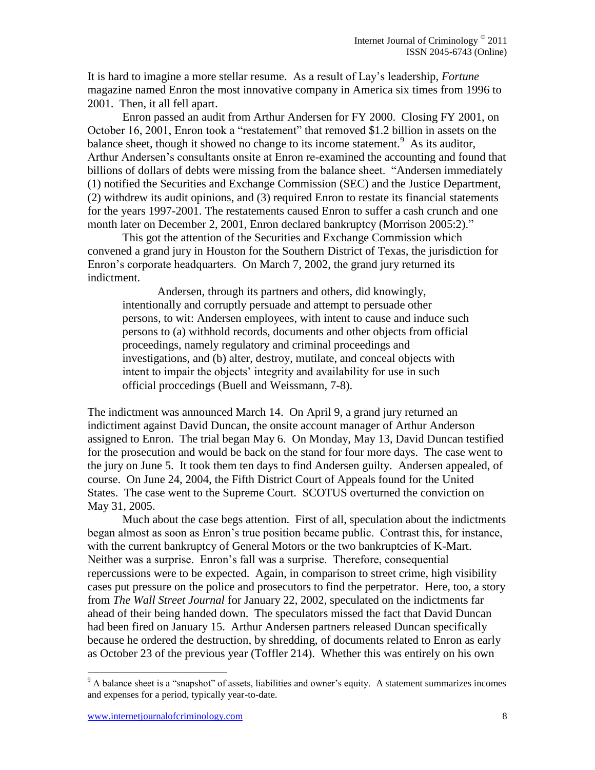It is hard to imagine a more stellar resume. As a result of Lay's leadership, *Fortune* magazine named Enron the most innovative company in America six times from 1996 to 2001. Then, it all fell apart.

Enron passed an audit from Arthur Andersen for FY 2000. Closing FY 2001, on October 16, 2001, Enron took a "restatement" that removed $1.2 billion in assets on the balance sheet, though it showed no change to its income statement.[9] As its auditor, Arthur Andersen's consultants onsite at Enron re-examined the accounting and found that billions of dollars of debts were missing from the balance sheet. "Andersen immediately (1) notified the Securities and Exchange Commission (SEC) and the Justice Department, (2) withdrew its audit opinions, and (3) required Enron to restate its financial statements for the years 1997-2001. The restatements caused Enron to suffer a cash crunch and one month later on December 2, 2001, Enron declared bankruptcy (Morrison 2005:2)."

This got the attention of the Securities and Exchange Commission which convened a grand jury in Houston for the Southern District of Texas, the jurisdiction for Enron's corporate headquarters. On March 7, 2002, the grand jury returned its indictment.

> Andersen, through its partners and others, did knowingly, intentionally and corruptly persuade and attempt to persuade other persons, to wit: Andersen employees, with intent to cause and induce such persons to (a) withhold records, documents and other objects from official proceedings, namely regulatory and criminal proceedings and investigations, and (b) alter, destroy, mutilate, and conceal objects with intent to impair the objects' integrity and availability for use in such official proccedings (Buell and Weissmann, 7-8).

The indictment was announced March 14. On April 9, a grand jury returned an indictiment against David Duncan, the onsite account manager of Arthur Anderson assigned to Enron. The trial began May 6. On Monday, May 13, David Duncan testified for the prosecution and would be back on the stand for four more days. The case went to the jury on June 5. It took them ten days to find Andersen guilty. Andersen appealed, of course. On June 24, 2004, the Fifth District Court of Appeals found for the United States. The case went to the Supreme Court. SCOTUS overturned the conviction on May 31, 2005.

Much about the case begs attention. First of all, speculation about the indictments began almost as soon as Enron's true position became public. Contrast this, for instance, with the current bankruptcy of General Motors or the two bankruptcies of K-Mart. Neither was a surprise. Enron's fall was a surprise. Therefore, consequential repercussions were to be expected. Again, in comparison to street crime, high visibility cases put pressure on the police and prosecutors to find the perpetrator. Here, too, a story from *The Wall Street Journal* for January 22, 2002, speculated on the indictments far ahead of their being handed down. The speculators missed the fact that David Duncan had been fired on January 15. Arthur Andersen partners released Duncan specifically because he ordered the destruction, by shredding, of documents related to Enron as early as October 23 of the previous year (Toffler 214). Whether this was entirely on his own

[9] A balance sheet is a "snapshot" of assets, liabilities and owner's equity. A statement summarizes incomes and expenses for a period, typically year-to-date.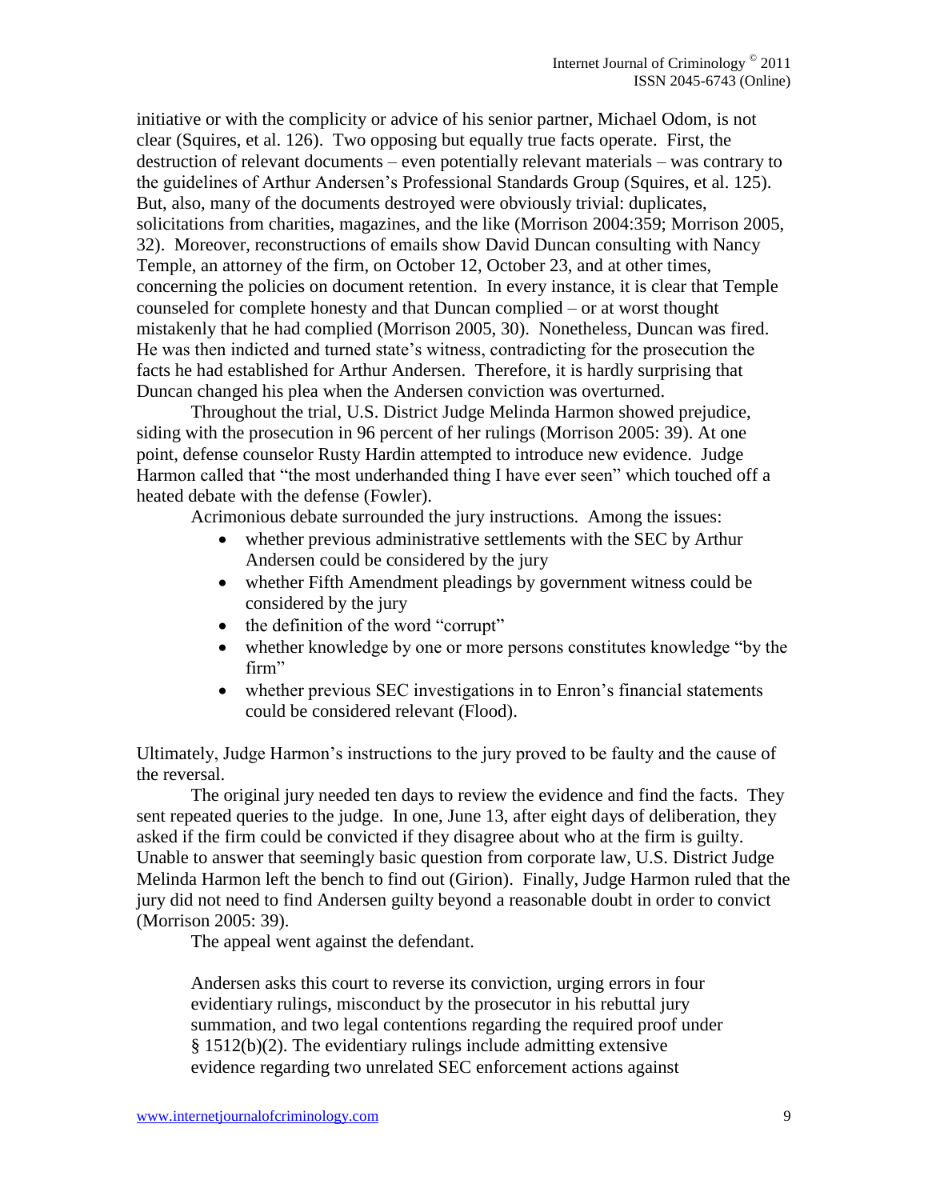initiative or with the complicity or advice of his senior partner, Michael Odom, is not clear (Squires, et al. 126). Two opposing but equally true facts operate. First, the destruction of relevant documents – even potentially relevant materials – was contrary to the guidelines of Arthur Andersen's Professional Standards Group (Squires, et al. 125). But, also, many of the documents destroyed were obviously trivial: duplicates, solicitations from charities, magazines, and the like (Morrison 2004:359; Morrison 2005, 32). Moreover, reconstructions of emails show David Duncan consulting with Nancy Temple, an attorney of the firm, on October 12, October 23, and at other times, concerning the policies on document retention. In every instance, it is clear that Temple counseled for complete honesty and that Duncan complied – or at worst thought mistakenly that he had complied (Morrison 2005, 30). Nonetheless, Duncan was fired. He was then indicted and turned state's witness, contradicting for the prosecution the facts he had established for Arthur Andersen. Therefore, it is hardly surprising that Duncan changed his plea when the Andersen conviction was overturned.

Throughout the trial, U.S. District Judge Melinda Harmon showed prejudice, siding with the prosecution in 96 percent of her rulings (Morrison 2005: 39). At one point, defense counselor Rusty Hardin attempted to introduce new evidence. Judge Harmon called that "the most underhanded thing I have ever seen" which touched off a heated debate with the defense (Fowler).

Acrimonious debate surrounded the jury instructions. Among the issues:

- whether previous administrative settlements with the SEC by Arthur Andersen could be considered by the jury
- whether Fifth Amendment pleadings by government witness could be considered by the jury
- the definition of the word "corrupt"
- whether knowledge by one or more persons constitutes knowledge "by the firm"
- whether previous SEC investigations in to Enron's financial statements could be considered relevant (Flood).

Ultimately, Judge Harmon's instructions to the jury proved to be faulty and the cause of the reversal.

The original jury needed ten days to review the evidence and find the facts. They sent repeated queries to the judge. In one, June 13, after eight days of deliberation, they asked if the firm could be convicted if they disagree about who at the firm is guilty. Unable to answer that seemingly basic question from corporate law, U.S. District Judge Melinda Harmon left the bench to find out (Girion). Finally, Judge Harmon ruled that the jury did not need to find Andersen guilty beyond a reasonable doubt in order to convict (Morrison 2005: 39).

The appeal went against the defendant.

> Andersen asks this court to reverse its conviction, urging errors in four evidentiary rulings, misconduct by the prosecutor in his rebuttal jury summation, and two legal contentions regarding the required proof under § 1512(b)(2). The evidentiary rulings include admitting extensive evidence regarding two unrelated SEC enforcement actions against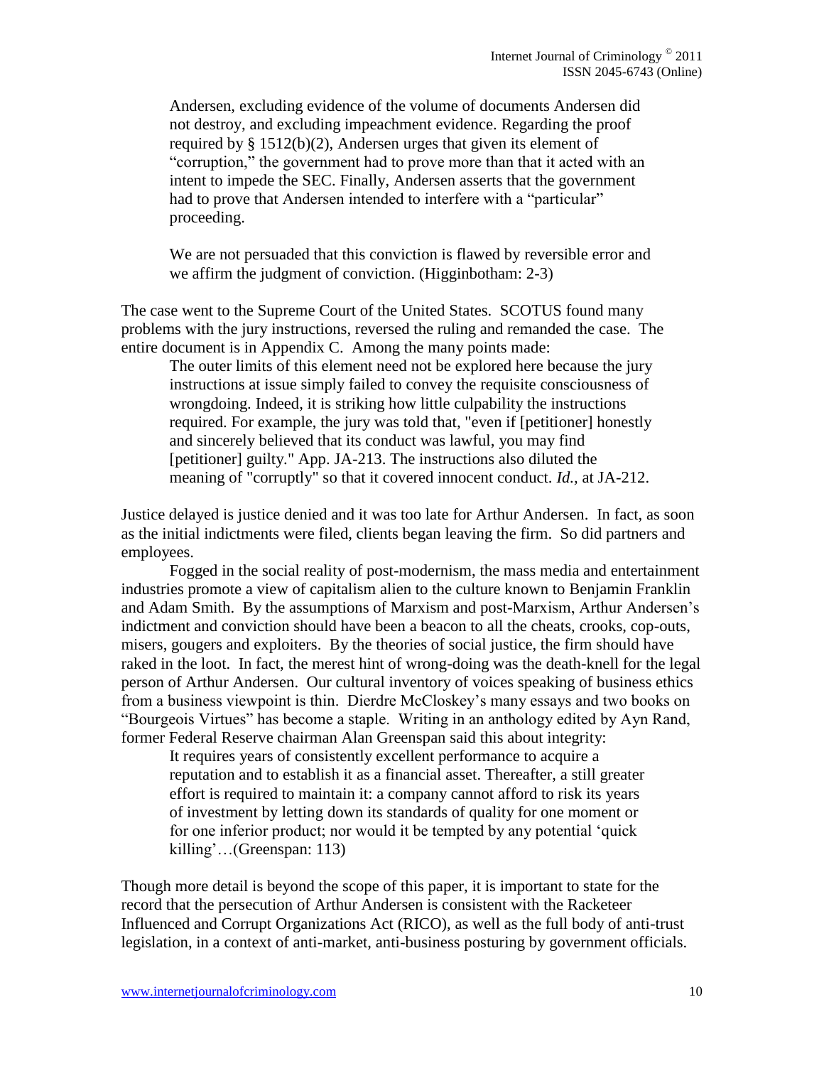> Andersen, excluding evidence of the volume of documents Andersen did not destroy, and excluding impeachment evidence. Regarding the proof required by § 1512(b)(2), Andersen urges that given its element of "corruption," the government had to prove more than that it acted with an intent to impede the SEC. Finally, Andersen asserts that the government had to prove that Andersen intended to interfere with a "particular" proceeding.
>
> We are not persuaded that this conviction is flawed by reversible error and we affirm the judgment of conviction. (Higginbotham: 2-3)

The case went to the Supreme Court of the United States. SCOTUS found many problems with the jury instructions, reversed the ruling and remanded the case. The entire document is in Appendix C. Among the many points made:

> The outer limits of this element need not be explored here because the jury instructions at issue simply failed to convey the requisite consciousness of wrongdoing. Indeed, it is striking how little culpability the instructions required. For example, the jury was told that, "even if [petitioner] honestly and sincerely believed that its conduct was lawful, you may find [petitioner] guilty." App. JA-213. The instructions also diluted the meaning of "corruptly" so that it covered innocent conduct. *Id.*, at JA-212.

Justice delayed is justice denied and it was too late for Arthur Andersen. In fact, as soon as the initial indictments were filed, clients began leaving the firm. So did partners and employees.

Fogged in the social reality of post-modernism, the mass media and entertainment industries promote a view of capitalism alien to the culture known to Benjamin Franklin and Adam Smith. By the assumptions of Marxism and post-Marxism, Arthur Andersen's indictment and conviction should have been a beacon to all the cheats, crooks, cop-outs, misers, gougers and exploiters. By the theories of social justice, the firm should have raked in the loot. In fact, the merest hint of wrong-doing was the death-knell for the legal person of Arthur Andersen. Our cultural inventory of voices speaking of business ethics from a business viewpoint is thin. Dierdre McCloskey's many essays and two books on "Bourgeois Virtues" has become a staple. Writing in an anthology edited by Ayn Rand, former Federal Reserve chairman Alan Greenspan said this about integrity:

> It requires years of consistently excellent performance to acquire a reputation and to establish it as a financial asset. Thereafter, a still greater effort is required to maintain it: a company cannot afford to risk its years of investment by letting down its standards of quality for one moment or for one inferior product; nor would it be tempted by any potential 'quick killing'…(Greenspan: 113)

Though more detail is beyond the scope of this paper, it is important to state for the record that the persecution of Arthur Andersen is consistent with the Racketeer Influenced and Corrupt Organizations Act (RICO), as well as the full body of anti-trust legislation, in a context of anti-market, anti-business posturing by government officials.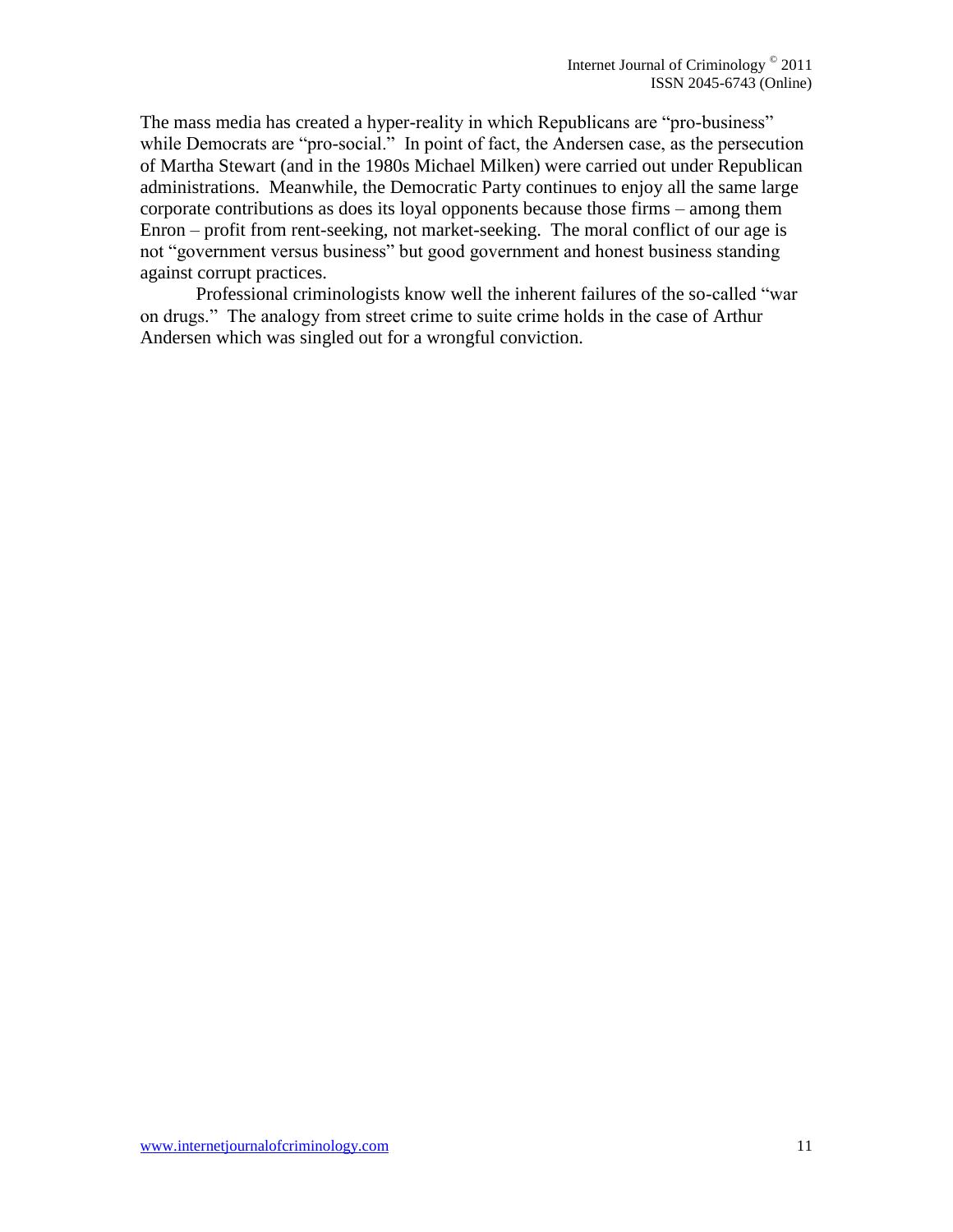The mass media has created a hyper-reality in which Republicans are "pro-business" while Democrats are "pro-social." In point of fact, the Andersen case, as the persecution of Martha Stewart (and in the 1980s Michael Milken) were carried out under Republican administrations. Meanwhile, the Democratic Party continues to enjoy all the same large corporate contributions as does its loyal opponents because those firms – among them Enron – profit from rent-seeking, not market-seeking. The moral conflict of our age is not "government versus business" but good government and honest business standing against corrupt practices.

Professional criminologists know well the inherent failures of the so-called "war on drugs." The analogy from street crime to suite crime holds in the case of Arthur Andersen which was singled out for a wrongful conviction.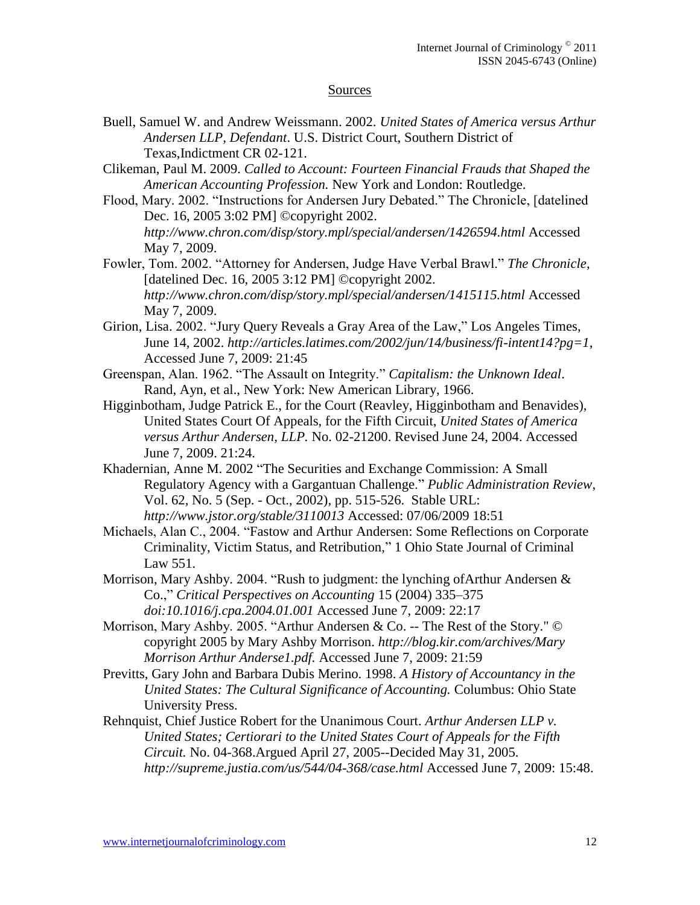## Sources

Buell, Samuel W. and Andrew Weissmann. 2002. *United States of America versus Arthur Andersen LLP, Defendant*. U.S. District Court, Southern District of Texas,Indictment CR 02-121.

Clikeman, Paul M. 2009. *Called to Account: Fourteen Financial Frauds that Shaped the American Accounting Profession.* New York and London: Routledge.

Flood, Mary. 2002. "Instructions for Andersen Jury Debated." The Chronicle, [datelined Dec. 16, 2005 3:02 PM] ©copyright 2002. *http://www.chron.com/disp/story.mpl/special/andersen/1426594.html* Accessed May 7, 2009.

Fowler, Tom. 2002. "Attorney for Andersen, Judge Have Verbal Brawl." *The Chronicle*, [datelined Dec. 16, 2005 3:12 PM] ©copyright 2002. *http://www.chron.com/disp/story.mpl/special/andersen/1415115.html* Accessed May 7, 2009.

Girion, Lisa. 2002. "Jury Query Reveals a Gray Area of the Law," Los Angeles Times, June 14, 2002. *http://articles.latimes.com/2002/jun/14/business/fi-intent14?pg=1*, Accessed June 7, 2009: 21:45

Greenspan, Alan. 1962. "The Assault on Integrity." *Capitalism: the Unknown Ideal*. Rand, Ayn, et al., New York: New American Library, 1966.

Higginbotham, Judge Patrick E., for the Court (Reavley, Higginbotham and Benavides), United States Court Of Appeals, for the Fifth Circuit, *United States of America versus Arthur Andersen, LLP.* No. 02-21200. Revised June 24, 2004. Accessed June 7, 2009. 21:24.

Khadernian, Anne M. 2002 "The Securities and Exchange Commission: A Small Regulatory Agency with a Gargantuan Challenge." *Public Administration Review*, Vol. 62, No. 5 (Sep. - Oct., 2002), pp. 515-526. Stable URL: *http://www.jstor.org/stable/3110013* Accessed: 07/06/2009 18:51

Michaels, Alan C., 2004. "Fastow and Arthur Andersen: Some Reflections on Corporate Criminality, Victim Status, and Retribution," 1 Ohio State Journal of Criminal Law 551.

Morrison, Mary Ashby. 2004. "Rush to judgment: the lynching ofArthur Andersen & Co.," *Critical Perspectives on Accounting* 15 (2004) 335–375 *doi:10.1016/j.cpa.2004.01.001* Accessed June 7, 2009: 22:17

Morrison, Mary Ashby. 2005. "Arthur Andersen & Co. -- The Rest of the Story." © copyright 2005 by Mary Ashby Morrison. *http://blog.kir.com/archives/Mary Morrison Arthur Anderse1.pdf.* Accessed June 7, 2009: 21:59

Previtts, Gary John and Barbara Dubis Merino. 1998. *A History of Accountancy in the United States: The Cultural Significance of Accounting.* Columbus: Ohio State University Press.

Rehnquist, Chief Justice Robert for the Unanimous Court. *Arthur Andersen LLP v. United States; Certiorari to the United States Court of Appeals for the Fifth Circuit.* No. 04-368.Argued April 27, 2005--Decided May 31, 2005. *http://supreme.justia.com/us/544/04-368/case.html* Accessed June 7, 2009: 15:48.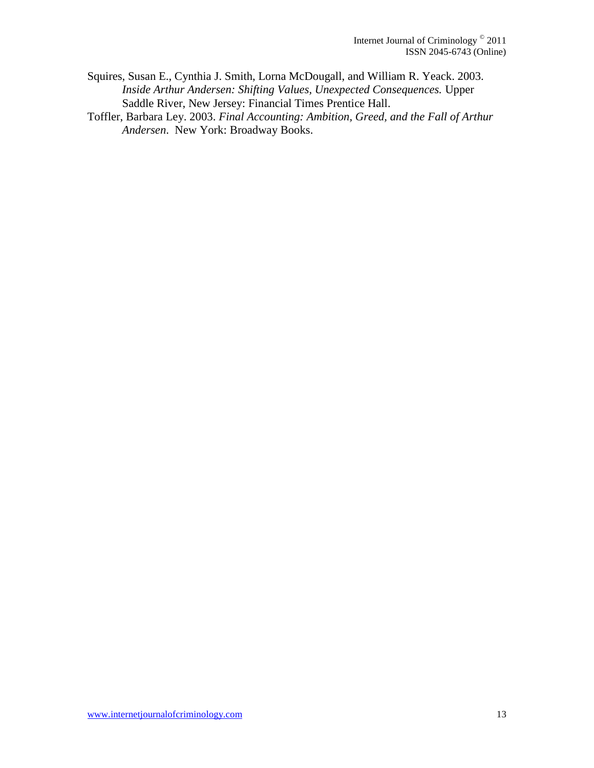Squires, Susan E., Cynthia J. Smith, Lorna McDougall, and William R. Yeack. 2003. *Inside Arthur Andersen: Shifting Values, Unexpected Consequences.* Upper Saddle River, New Jersey: Financial Times Prentice Hall.

Toffler, Barbara Ley. 2003. *Final Accounting: Ambition, Greed, and the Fall of Arthur Andersen*. New York: Broadway Books.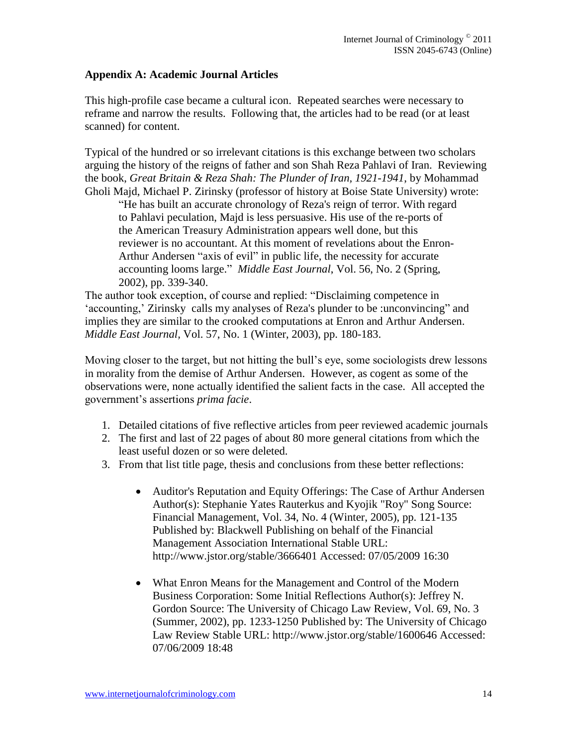## Appendix A: Academic Journal Articles

This high-profile case became a cultural icon. Repeated searches were necessary to reframe and narrow the results. Following that, the articles had to be read (or at least scanned) for content.

Typical of the hundred or so irrelevant citations is this exchange between two scholars arguing the history of the reigns of father and son Shah Reza Pahlavi of Iran. Reviewing the book, *Great Britain & Reza Shah: The Plunder of Iran, 1921-1941*, by Mohammad Gholi Majd, Michael P. Zirinsky (professor of history at Boise State University) wrote:

> "He has built an accurate chronology of Reza's reign of terror. With regard to Pahlavi peculation, Majd is less persuasive. His use of the re-ports of the American Treasury Administration appears well done, but this reviewer is no accountant. At this moment of revelations about the Enron-Arthur Andersen "axis of evil" in public life, the necessity for accurate accounting looms large." *Middle East Journal*, Vol. 56, No. 2 (Spring, 2002), pp. 339-340.

The author took exception, of course and replied: "Disclaiming competence in 'accounting,' Zirinsky calls my analyses of Reza's plunder to be :unconvincing" and implies they are similar to the crooked computations at Enron and Arthur Andersen. *Middle East Journal*, Vol. 57, No. 1 (Winter, 2003), pp. 180-183.

Moving closer to the target, but not hitting the bull's eye, some sociologists drew lessons in morality from the demise of Arthur Andersen. However, as cogent as some of the observations were, none actually identified the salient facts in the case. All accepted the government's assertions *prima facie*.

1. Detailed citations of five reflective articles from peer reviewed academic journals
2. The first and last of 22 pages of about 80 more general citations from which the least useful dozen or so were deleted.
3. From that list title page, thesis and conclusions from these better reflections:

    - Auditor's Reputation and Equity Offerings: The Case of Arthur Andersen Author(s): Stephanie Yates Rauterkus and Kyojik "Roy" Song Source: Financial Management, Vol. 34, No. 4 (Winter, 2005), pp. 121-135 Published by: Blackwell Publishing on behalf of the Financial Management Association International Stable URL: http://www.jstor.org/stable/3666401 Accessed: 07/05/2009 16:30

    - What Enron Means for the Management and Control of the Modern Business Corporation: Some Initial Reflections Author(s): Jeffrey N. Gordon Source: The University of Chicago Law Review, Vol. 69, No. 3 (Summer, 2002), pp. 1233-1250 Published by: The University of Chicago Law Review Stable URL: http://www.jstor.org/stable/1600646 Accessed: 07/06/2009 18:48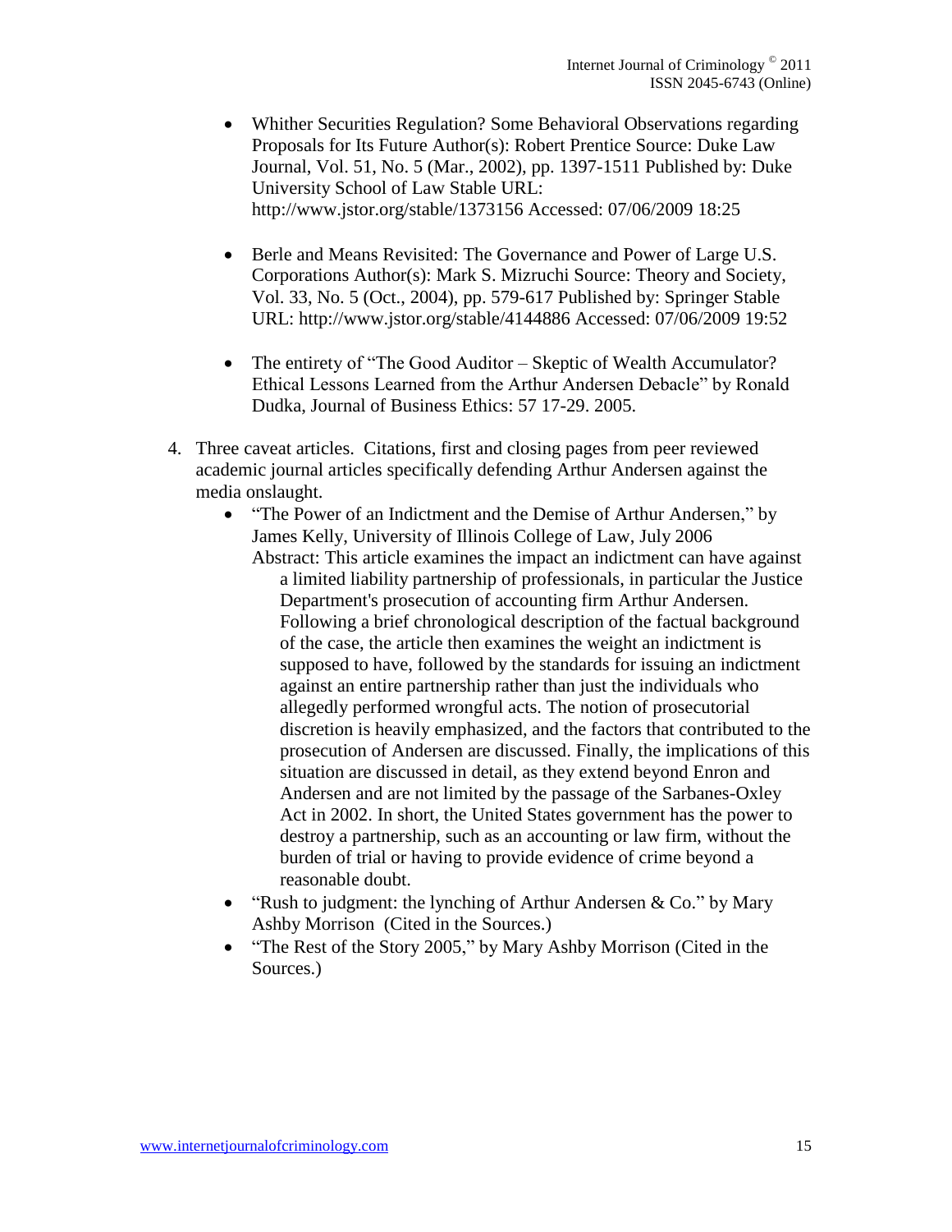- Whither Securities Regulation? Some Behavioral Observations regarding Proposals for Its Future Author(s): Robert Prentice Source: Duke Law Journal, Vol. 51, No. 5 (Mar., 2002), pp. 1397-1511 Published by: Duke University School of Law Stable URL: http://www.jstor.org/stable/1373156 Accessed: 07/06/2009 18:25

- Berle and Means Revisited: The Governance and Power of Large U.S. Corporations Author(s): Mark S. Mizruchi Source: Theory and Society, Vol. 33, No. 5 (Oct., 2004), pp. 579-617 Published by: Springer Stable URL: http://www.jstor.org/stable/4144886 Accessed: 07/06/2009 19:52

- The entirety of "The Good Auditor – Skeptic of Wealth Accumulator? Ethical Lessons Learned from the Arthur Andersen Debacle" by Ronald Dudka, Journal of Business Ethics: 57 17-29. 2005.

4. Three caveat articles. Citations, first and closing pages from peer reviewed academic journal articles specifically defending Arthur Andersen against the media onslaught.
   - "The Power of an Indictment and the Demise of Arthur Andersen," by James Kelly, University of Illinois College of Law, July 2006
     Abstract: This article examines the impact an indictment can have against a limited liability partnership of professionals, in particular the Justice Department's prosecution of accounting firm Arthur Andersen. Following a brief chronological description of the factual background of the case, the article then examines the weight an indictment is supposed to have, followed by the standards for issuing an indictment against an entire partnership rather than just the individuals who allegedly performed wrongful acts. The notion of prosecutorial discretion is heavily emphasized, and the factors that contributed to the prosecution of Andersen are discussed. Finally, the implications of this situation are discussed in detail, as they extend beyond Enron and Andersen and are not limited by the passage of the Sarbanes-Oxley Act in 2002. In short, the United States government has the power to destroy a partnership, such as an accounting or law firm, without the burden of trial or having to provide evidence of crime beyond a reasonable doubt.
   - "Rush to judgment: the lynching of Arthur Andersen & Co." by Mary Ashby Morrison (Cited in the Sources.)
   - "The Rest of the Story 2005," by Mary Ashby Morrison (Cited in the Sources.)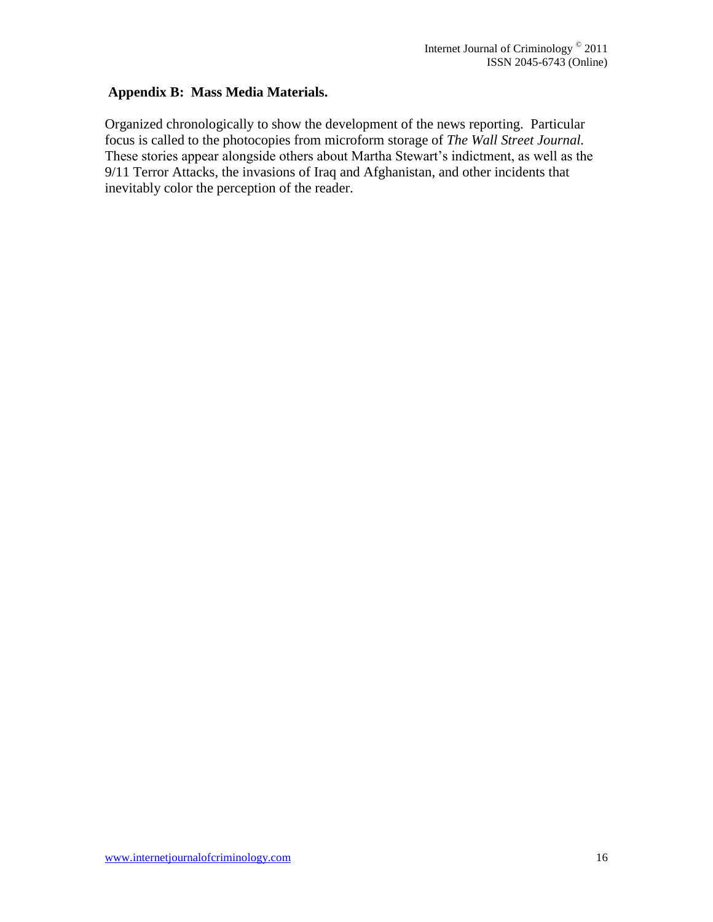## Appendix B: Mass Media Materials.

Organized chronologically to show the development of the news reporting. Particular focus is called to the photocopies from microform storage of *The Wall Street Journal.* These stories appear alongside others about Martha Stewart's indictment, as well as the 9/11 Terror Attacks, the invasions of Iraq and Afghanistan, and other incidents that inevitably color the perception of the reader.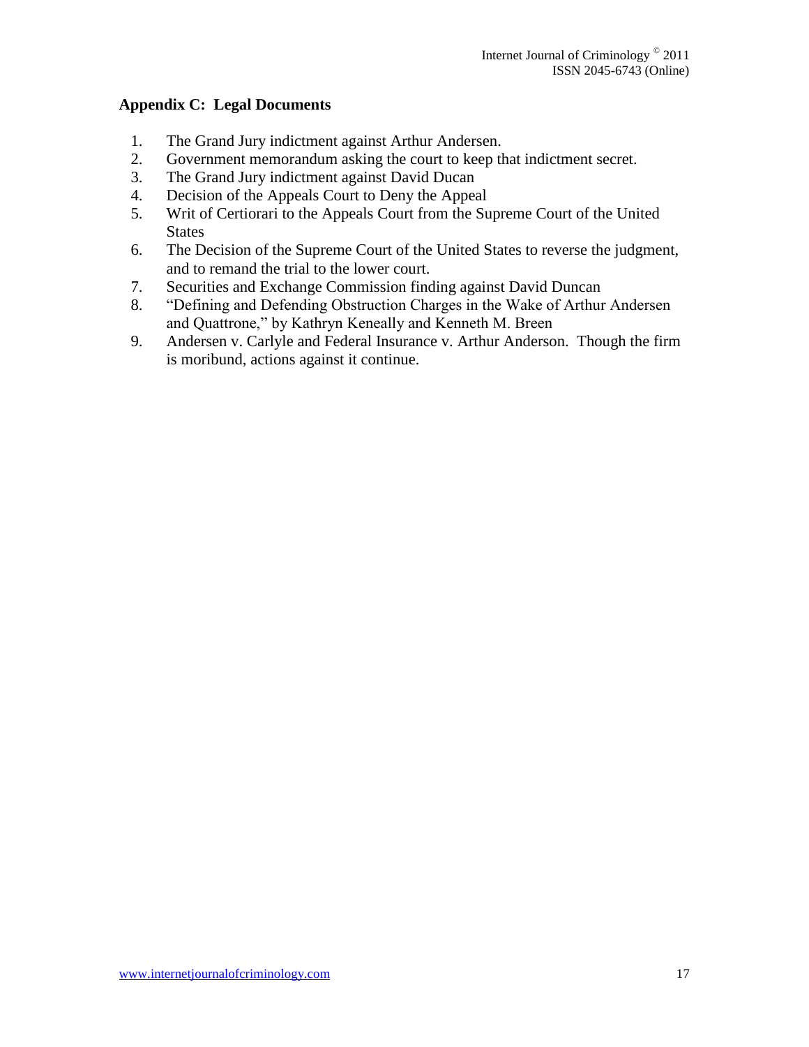## Appendix C: Legal Documents

1. The Grand Jury indictment against Arthur Andersen.
2. Government memorandum asking the court to keep that indictment secret.
3. The Grand Jury indictment against David Ducan
4. Decision of the Appeals Court to Deny the Appeal
5. Writ of Certiorari to the Appeals Court from the Supreme Court of the United States
6. The Decision of the Supreme Court of the United States to reverse the judgment, and to remand the trial to the lower court.
7. Securities and Exchange Commission finding against David Duncan
8. "Defining and Defending Obstruction Charges in the Wake of Arthur Andersen and Quattrone," by Kathryn Keneally and Kenneth M. Breen
9. Andersen v. Carlyle and Federal Insurance v. Arthur Anderson. Though the firm is moribund, actions against it continue.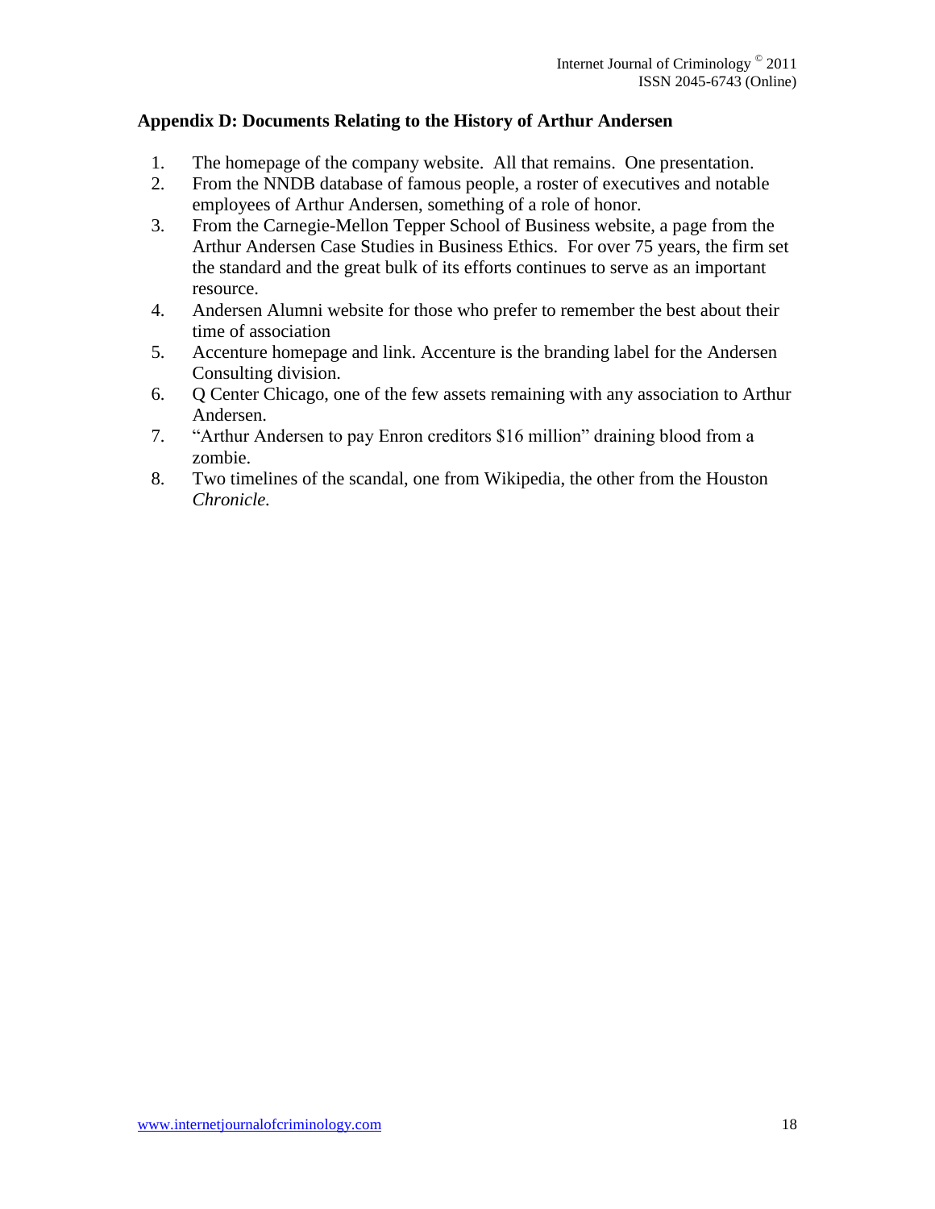**Appendix D: Documents Relating to the History of Arthur Andersen**

1. The homepage of the company website. All that remains. One presentation.
2. From the NNDB database of famous people, a roster of executives and notable employees of Arthur Andersen, something of a role of honor.
3. From the Carnegie-Mellon Tepper School of Business website, a page from the Arthur Andersen Case Studies in Business Ethics. For over 75 years, the firm set the standard and the great bulk of its efforts continues to serve as an important resource.
4. Andersen Alumni website for those who prefer to remember the best about their time of association
5. Accenture homepage and link. Accenture is the branding label for the Andersen Consulting division.
6. Q Center Chicago, one of the few assets remaining with any association to Arthur Andersen.
7. "Arthur Andersen to pay Enron creditors $16 million" draining blood from a zombie.
8. Two timelines of the scandal, one from Wikipedia, the other from the Houston *Chronicle.*